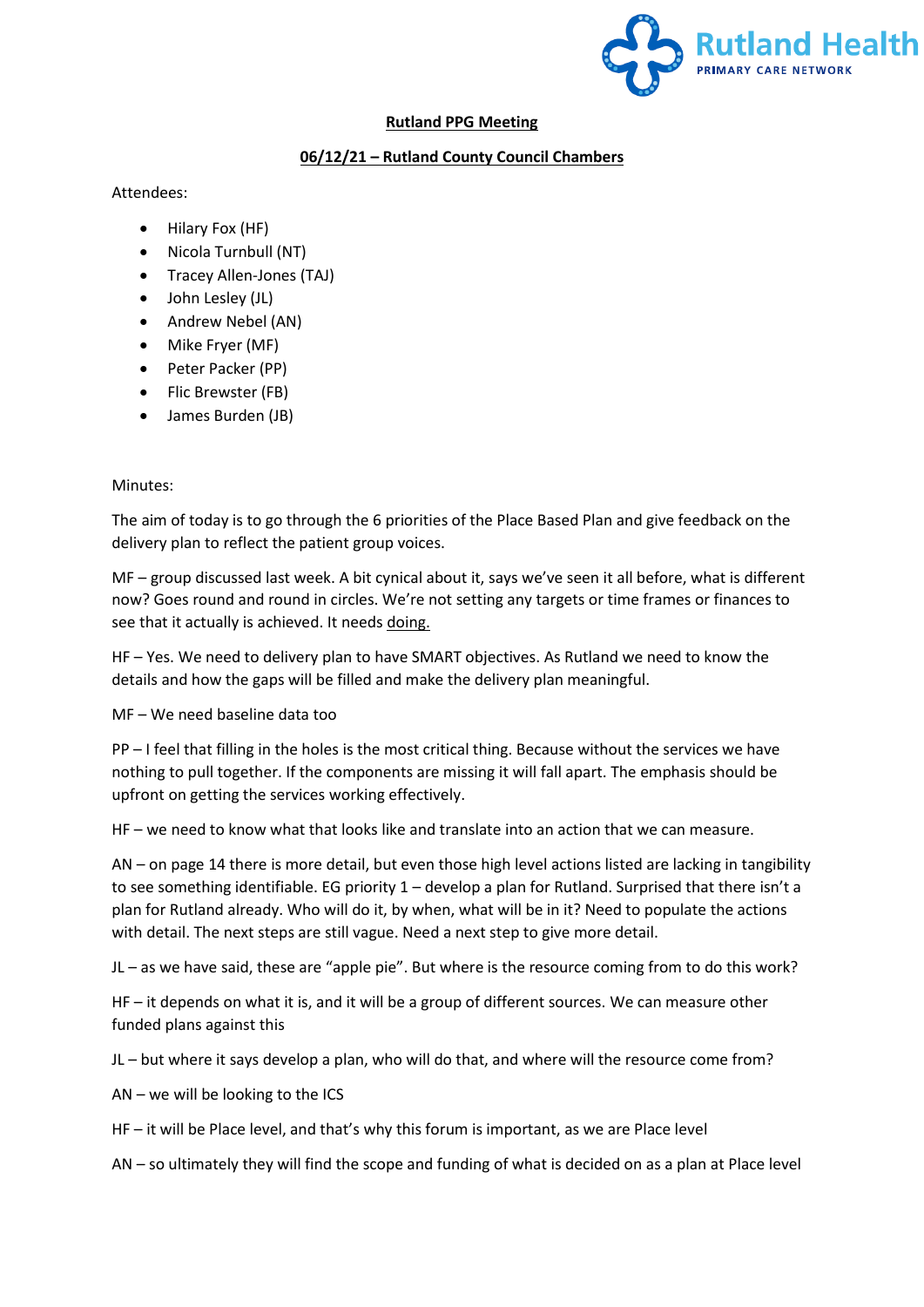**Rutland PPG Meeting**

**06/12/21 – Rutland County Council Chambers**

Attendees:

- Hilary Fox (HF)
- Nicola Turnbull (NT)
- Tracey Allen-Jones (TAJ)
- John Lesley (JL)
- Andrew Nebel (AN)
- Mike Fryer (MF)
- Peter Packer (PP)
- Flic Brewster (FB)
- James Burden (JB)

Minutes:

The aim of today is to go through the 6 priorities of the Place Based Plan and give feedback on the delivery plan to reflect the patient group voices.

MF – group discussed last week. A bit cynical about it, says we've seen it all before, what is different now? Goes round and round in circles. We're not setting any targets or time frames or finances to see that it actually is achieved. It needs doing.

HF – Yes. We need to delivery plan to have SMART objectives. As Rutland we need to know the details and how the gaps will be filled and make the delivery plan meaningful.

MF – We need baseline data too

PP – I feel that filling in the holes is the most critical thing. Because without the services we have nothing to pull together. If the components are missing it will fall apart. The emphasis should be upfront on getting the services working effectively.

HF – we need to know what that looks like and translate into an action that we can measure.

AN – on page 14 there is more detail, but even those high level actions listed are lacking in tangibility to see something identifiable. EG priority 1 – develop a plan for Rutland. Surprised that there isn't a plan for Rutland already. Who will do it, by when, what will be in it? Need to populate the actions with detail. The next steps are still vague. Need a next step to give more detail.

JL – as we have said, these are "apple pie". But where is the resource coming from to do this work?

HF – it depends on what it is, and it will be a group of different sources. We can measure other funded plans against this

JL – but where it says develop a plan, who will do that, and where will the resource come from?

AN – we will be looking to the ICS

HF – it will be Place level, and that's why this forum is important, as we are Place level

AN – so ultimately they will find the scope and funding of what is decided on as a plan at Place level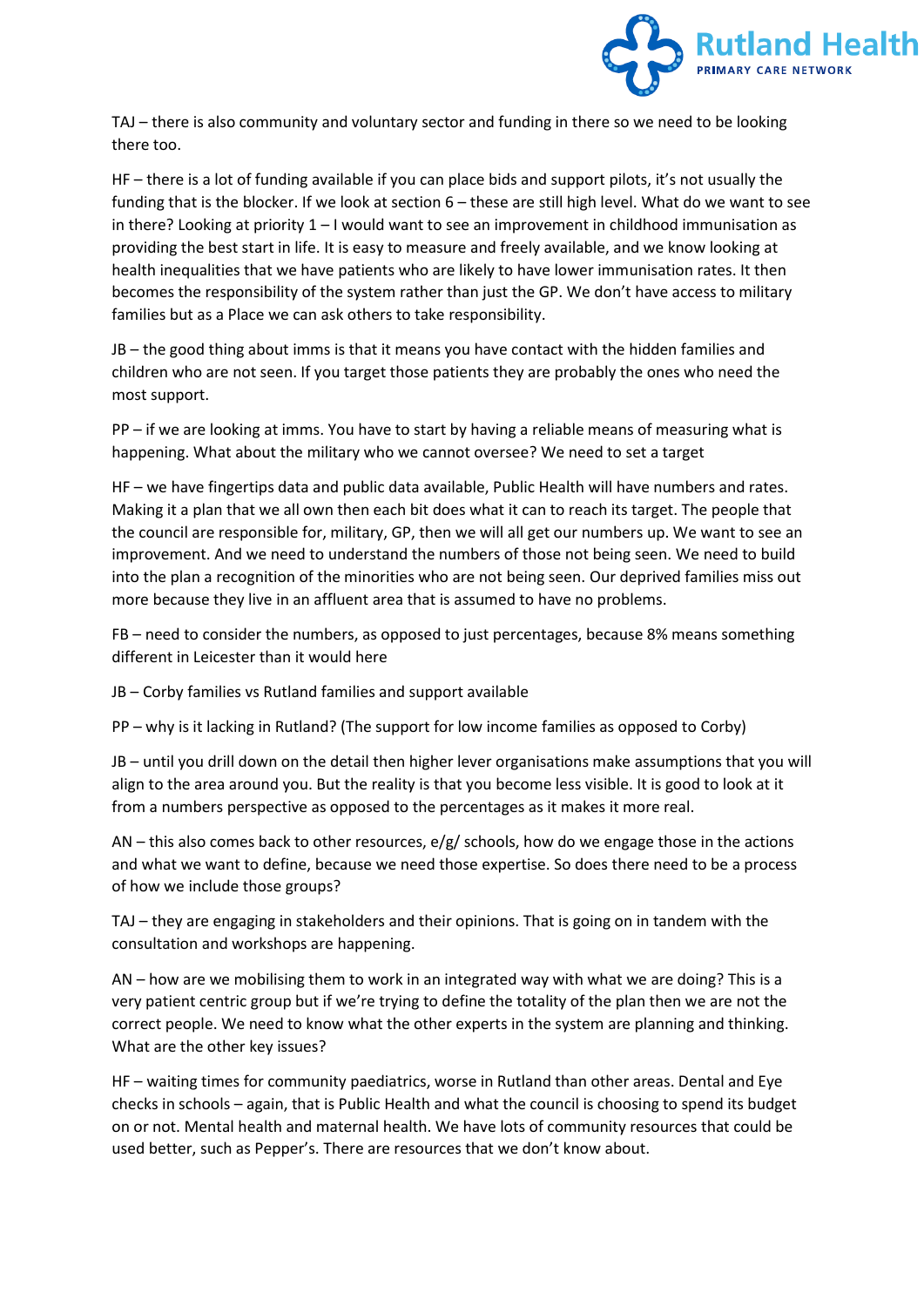TAJ – there is also community and voluntary sector and funding in there so we need to be looking there too.

HF – there is a lot of funding available if you can place bids and support pilots, it's not usually the funding that is the blocker. If we look at section 6 – these are still high level. What do we want to see in there? Looking at priority 1 – I would want to see an improvement in childhood immunisation as providing the best start in life. It is easy to measure and freely available, and we know looking at health inequalities that we have patients who are likely to have lower immunisation rates. It then becomes the responsibility of the system rather than just the GP. We don't have access to military families but as a Place we can ask others to take responsibility.

JB – the good thing about imms is that it means you have contact with the hidden families and children who are not seen. If you target those patients they are probably the ones who need the most support.

PP – if we are looking at imms. You have to start by having a reliable means of measuring what is happening. What about the military who we cannot oversee? We need to set a target

HF – we have fingertips data and public data available, Public Health will have numbers and rates. Making it a plan that we all own then each bit does what it can to reach its target. The people that the council are responsible for, military, GP, then we will all get our numbers up. We want to see an improvement. And we need to understand the numbers of those not being seen. We need to build into the plan a recognition of the minorities who are not being seen. Our deprived families miss out more because they live in an affluent area that is assumed to have no problems.

FB – need to consider the numbers, as opposed to just percentages, because 8% means something different in Leicester than it would here

JB – Corby families vs Rutland families and support available

PP – why is it lacking in Rutland? (The support for low income families as opposed to Corby)

JB – until you drill down on the detail then higher lever organisations make assumptions that you will align to the area around you. But the reality is that you become less visible. It is good to look at it from a numbers perspective as opposed to the percentages as it makes it more real.

AN – this also comes back to other resources, e/g/ schools, how do we engage those in the actions and what we want to define, because we need those expertise. So does there need to be a process of how we include those groups?

TAJ – they are engaging in stakeholders and their opinions. That is going on in tandem with the consultation and workshops are happening.

AN – how are we mobilising them to work in an integrated way with what we are doing? This is a very patient centric group but if we're trying to define the totality of the plan then we are not the correct people. We need to know what the other experts in the system are planning and thinking. What are the other key issues?

HF – waiting times for community paediatrics, worse in Rutland than other areas. Dental and Eye checks in schools – again, that is Public Health and what the council is choosing to spend its budget on or not. Mental health and maternal health. We have lots of community resources that could be used better, such as Pepper's. There are resources that we don't know about.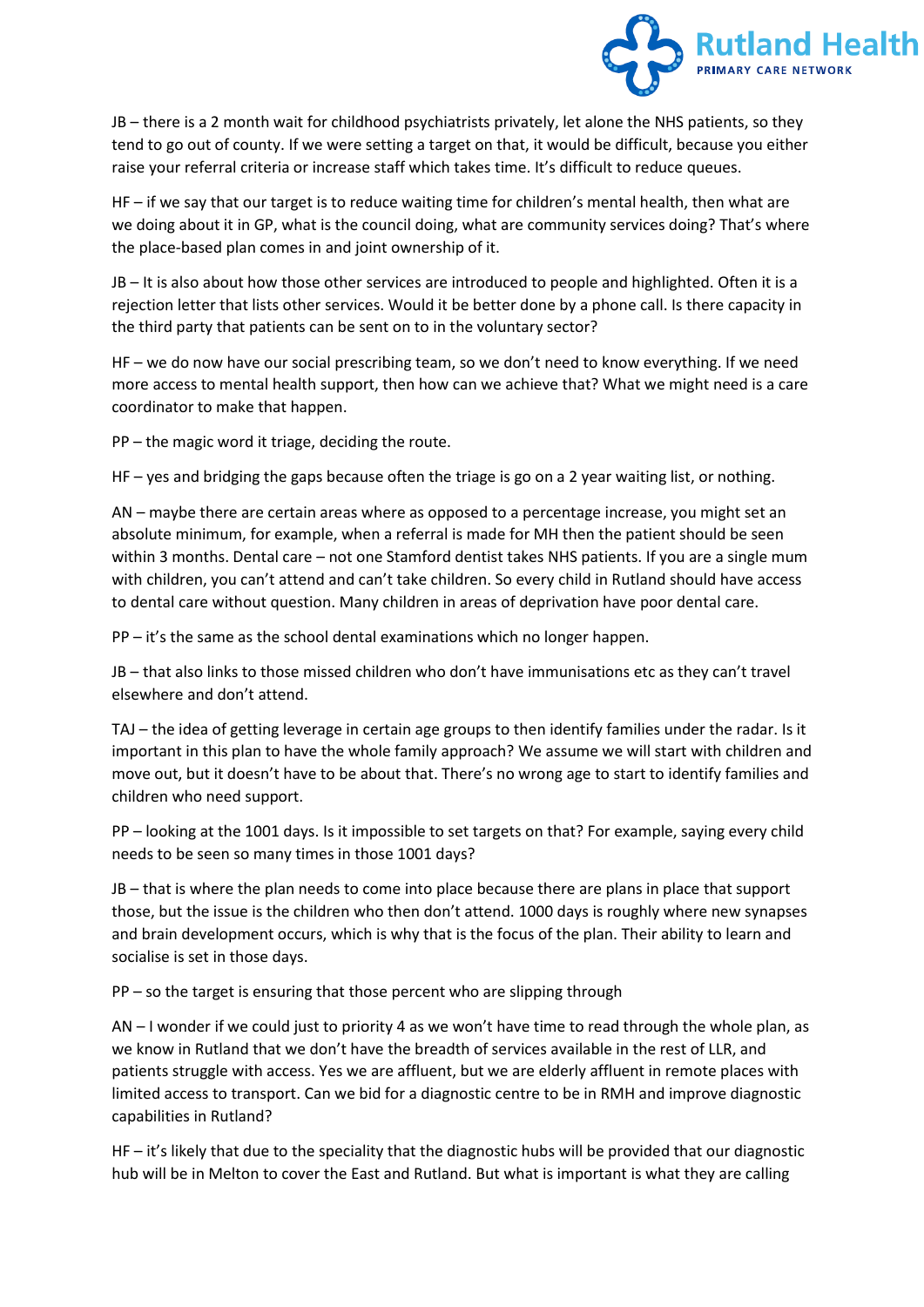JB – there is a 2 month wait for childhood psychiatrists privately, let alone the NHS patients, so they tend to go out of county. If we were setting a target on that, it would be difficult, because you either raise your referral criteria or increase staff which takes time. It's difficult to reduce queues.

HF – if we say that our target is to reduce waiting time for children's mental health, then what are we doing about it in GP, what is the council doing, what are community services doing? That's where the place-based plan comes in and joint ownership of it.

JB – It is also about how those other services are introduced to people and highlighted. Often it is a rejection letter that lists other services. Would it be better done by a phone call. Is there capacity in the third party that patients can be sent on to in the voluntary sector?

HF – we do now have our social prescribing team, so we don't need to know everything. If we need more access to mental health support, then how can we achieve that? What we might need is a care coordinator to make that happen.

PP – the magic word it triage, deciding the route.

HF – yes and bridging the gaps because often the triage is go on a 2 year waiting list, or nothing.

AN – maybe there are certain areas where as opposed to a percentage increase, you might set an absolute minimum, for example, when a referral is made for MH then the patient should be seen within 3 months. Dental care – not one Stamford dentist takes NHS patients. If you are a single mum with children, you can't attend and can't take children. So every child in Rutland should have access to dental care without question. Many children in areas of deprivation have poor dental care.

PP – it's the same as the school dental examinations which no longer happen.

JB – that also links to those missed children who don't have immunisations etc as they can't travel elsewhere and don't attend.

TAJ – the idea of getting leverage in certain age groups to then identify families under the radar. Is it important in this plan to have the whole family approach? We assume we will start with children and move out, but it doesn't have to be about that. There's no wrong age to start to identify families and children who need support.

PP – looking at the 1001 days. Is it impossible to set targets on that? For example, saying every child needs to be seen so many times in those 1001 days?

JB – that is where the plan needs to come into place because there are plans in place that support those, but the issue is the children who then don't attend. 1000 days is roughly where new synapses and brain development occurs, which is why that is the focus of the plan. Their ability to learn and socialise is set in those days.

PP – so the target is ensuring that those percent who are slipping through

AN – I wonder if we could just to priority 4 as we won't have time to read through the whole plan, as we know in Rutland that we don't have the breadth of services available in the rest of LLR, and patients struggle with access. Yes we are affluent, but we are elderly affluent in remote places with limited access to transport. Can we bid for a diagnostic centre to be in RMH and improve diagnostic capabilities in Rutland?

HF – it's likely that due to the speciality that the diagnostic hubs will be provided that our diagnostic hub will be in Melton to cover the East and Rutland. But what is important is what they are calling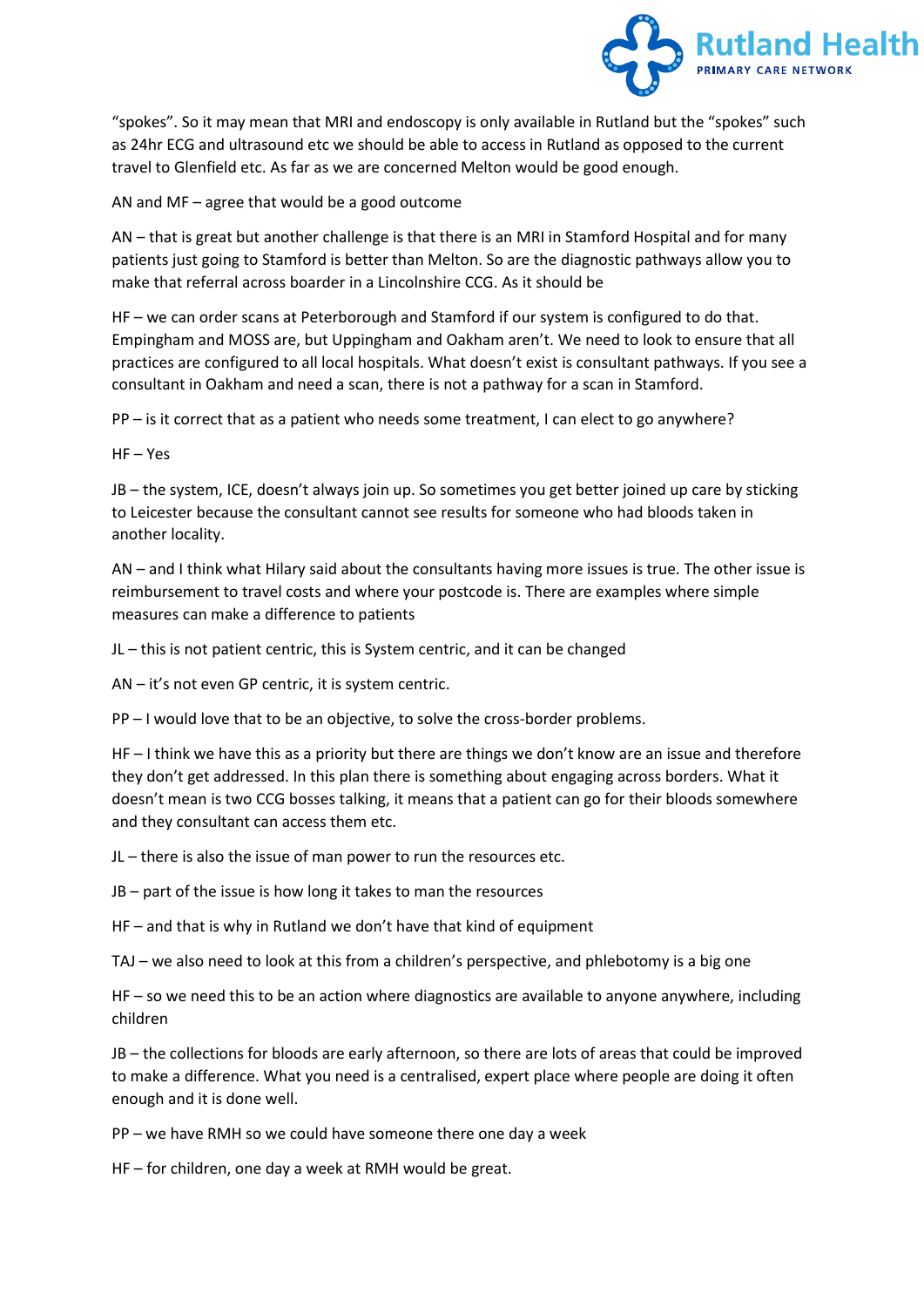"spokes". So it may mean that MRI and endoscopy is only available in Rutland but the "spokes" such as 24hr ECG and ultrasound etc we should be able to access in Rutland as opposed to the current travel to Glenfield etc. As far as we are concerned Melton would be good enough.

AN and MF – agree that would be a good outcome

AN – that is great but another challenge is that there is an MRI in Stamford Hospital and for many patients just going to Stamford is better than Melton. So are the diagnostic pathways allow you to make that referral across boarder in a Lincolnshire CCG. As it should be

HF – we can order scans at Peterborough and Stamford if our system is configured to do that. Empingham and MOSS are, but Uppingham and Oakham aren't. We need to look to ensure that all practices are configured to all local hospitals. What doesn't exist is consultant pathways. If you see a consultant in Oakham and need a scan, there is not a pathway for a scan in Stamford.

PP – is it correct that as a patient who needs some treatment, I can elect to go anywhere?

HF – Yes

JB – the system, ICE, doesn't always join up. So sometimes you get better joined up care by sticking to Leicester because the consultant cannot see results for someone who had bloods taken in another locality.

AN – and I think what Hilary said about the consultants having more issues is true. The other issue is reimbursement to travel costs and where your postcode is. There are examples where simple measures can make a difference to patients

JL – this is not patient centric, this is System centric, and it can be changed

AN – it's not even GP centric, it is system centric.

PP – I would love that to be an objective, to solve the cross-border problems.

HF – I think we have this as a priority but there are things we don't know are an issue and therefore they don't get addressed. In this plan there is something about engaging across borders. What it doesn't mean is two CCG bosses talking, it means that a patient can go for their bloods somewhere and they consultant can access them etc.

JL – there is also the issue of man power to run the resources etc.

JB – part of the issue is how long it takes to man the resources

HF – and that is why in Rutland we don't have that kind of equipment

TAJ – we also need to look at this from a children's perspective, and phlebotomy is a big one

HF – so we need this to be an action where diagnostics are available to anyone anywhere, including children

JB – the collections for bloods are early afternoon, so there are lots of areas that could be improved to make a difference. What you need is a centralised, expert place where people are doing it often enough and it is done well.

PP – we have RMH so we could have someone there one day a week

HF – for children, one day a week at RMH would be great.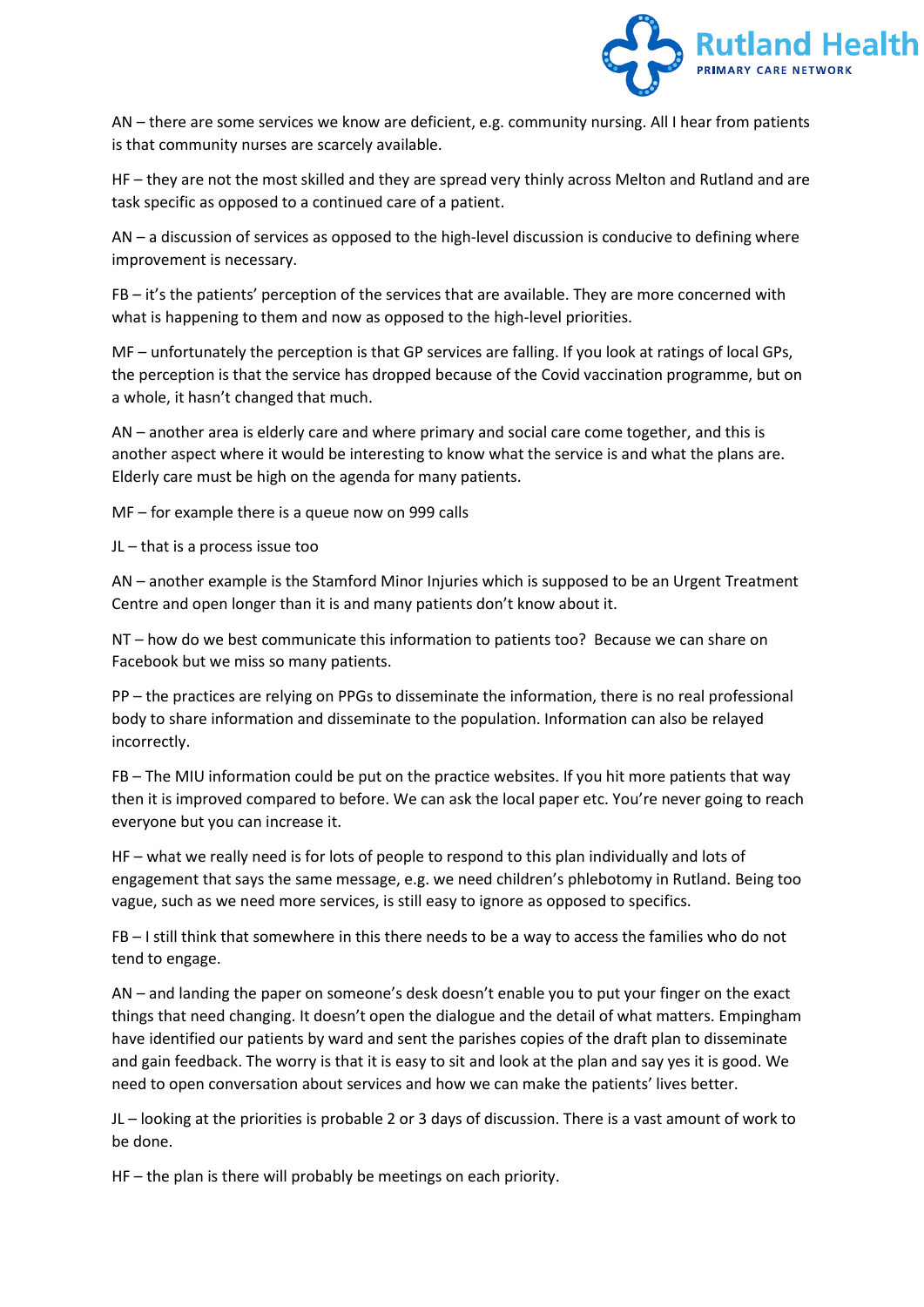AN – there are some services we know are deficient, e.g. community nursing. All I hear from patients is that community nurses are scarcely available.

HF – they are not the most skilled and they are spread very thinly across Melton and Rutland and are task specific as opposed to a continued care of a patient.

AN – a discussion of services as opposed to the high-level discussion is conducive to defining where improvement is necessary.

FB – it's the patients' perception of the services that are available. They are more concerned with what is happening to them and now as opposed to the high-level priorities.

MF – unfortunately the perception is that GP services are falling. If you look at ratings of local GPs, the perception is that the service has dropped because of the Covid vaccination programme, but on a whole, it hasn't changed that much.

AN – another area is elderly care and where primary and social care come together, and this is another aspect where it would be interesting to know what the service is and what the plans are. Elderly care must be high on the agenda for many patients.

MF – for example there is a queue now on 999 calls

JL – that is a process issue too

AN – another example is the Stamford Minor Injuries which is supposed to be an Urgent Treatment Centre and open longer than it is and many patients don't know about it.

NT – how do we best communicate this information to patients too? Because we can share on Facebook but we miss so many patients.

PP – the practices are relying on PPGs to disseminate the information, there is no real professional body to share information and disseminate to the population. Information can also be relayed incorrectly.

FB – The MIU information could be put on the practice websites. If you hit more patients that way then it is improved compared to before. We can ask the local paper etc. You're never going to reach everyone but you can increase it.

HF – what we really need is for lots of people to respond to this plan individually and lots of engagement that says the same message, e.g. we need children's phlebotomy in Rutland. Being too vague, such as we need more services, is still easy to ignore as opposed to specifics.

FB – I still think that somewhere in this there needs to be a way to access the families who do not tend to engage.

AN – and landing the paper on someone's desk doesn't enable you to put your finger on the exact things that need changing. It doesn't open the dialogue and the detail of what matters. Empingham have identified our patients by ward and sent the parishes copies of the draft plan to disseminate and gain feedback. The worry is that it is easy to sit and look at the plan and say yes it is good. We need to open conversation about services and how we can make the patients' lives better.

JL – looking at the priorities is probable 2 or 3 days of discussion. There is a vast amount of work to be done.

HF – the plan is there will probably be meetings on each priority.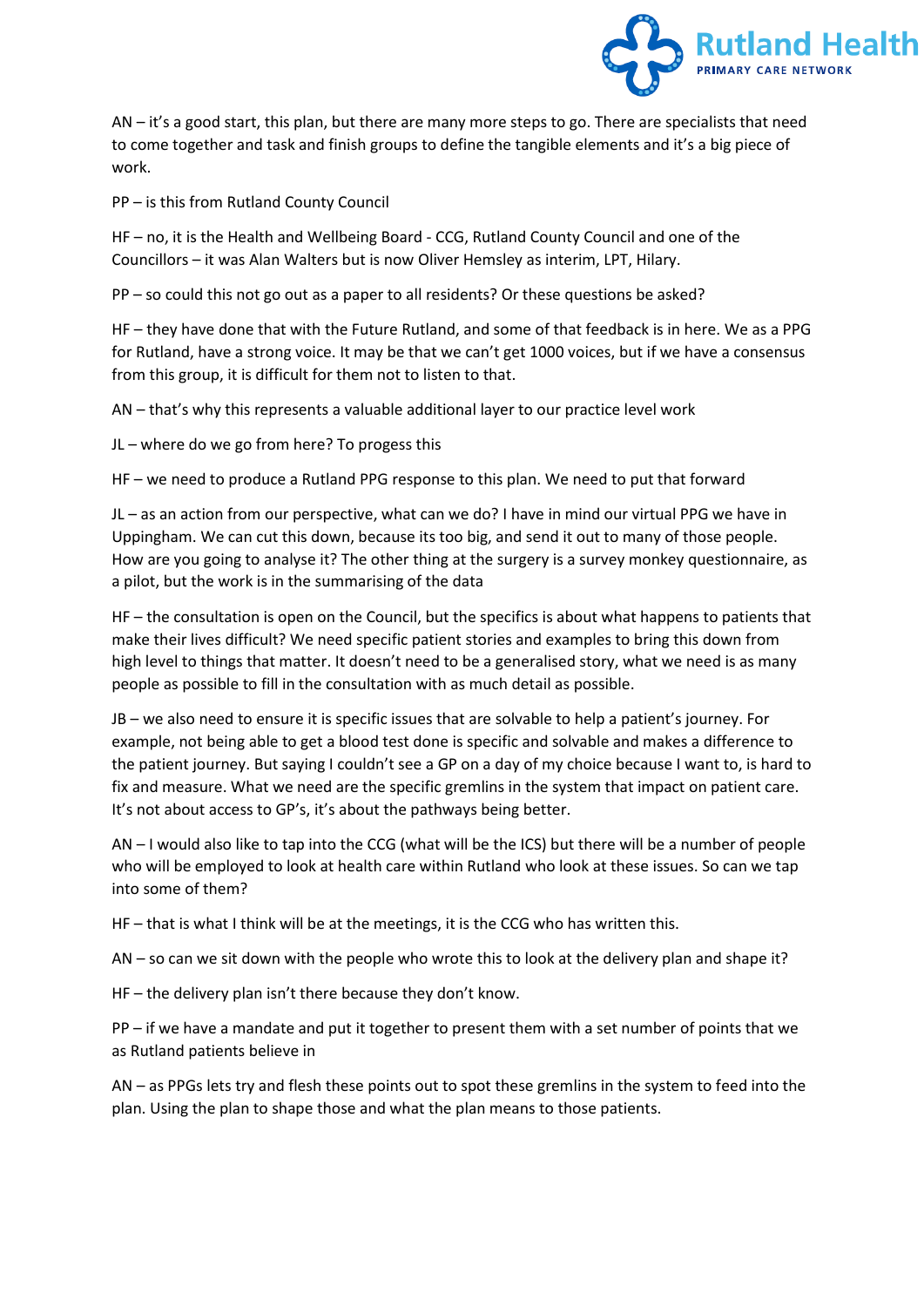AN – it's a good start, this plan, but there are many more steps to go. There are specialists that need to come together and task and finish groups to define the tangible elements and it's a big piece of work.

PP – is this from Rutland County Council

HF – no, it is the Health and Wellbeing Board - CCG, Rutland County Council and one of the Councillors – it was Alan Walters but is now Oliver Hemsley as interim, LPT, Hilary.

PP – so could this not go out as a paper to all residents? Or these questions be asked?

HF – they have done that with the Future Rutland, and some of that feedback is in here. We as a PPG for Rutland, have a strong voice. It may be that we can't get 1000 voices, but if we have a consensus from this group, it is difficult for them not to listen to that.

AN – that's why this represents a valuable additional layer to our practice level work

JL – where do we go from here? To progess this

HF – we need to produce a Rutland PPG response to this plan. We need to put that forward

JL – as an action from our perspective, what can we do? I have in mind our virtual PPG we have in Uppingham. We can cut this down, because its too big, and send it out to many of those people. How are you going to analyse it? The other thing at the surgery is a survey monkey questionnaire, as a pilot, but the work is in the summarising of the data

HF – the consultation is open on the Council, but the specifics is about what happens to patients that make their lives difficult? We need specific patient stories and examples to bring this down from high level to things that matter. It doesn't need to be a generalised story, what we need is as many people as possible to fill in the consultation with as much detail as possible.

JB – we also need to ensure it is specific issues that are solvable to help a patient's journey. For example, not being able to get a blood test done is specific and solvable and makes a difference to the patient journey. But saying I couldn't see a GP on a day of my choice because I want to, is hard to fix and measure. What we need are the specific gremlins in the system that impact on patient care. It's not about access to GP's, it's about the pathways being better.

AN – I would also like to tap into the CCG (what will be the ICS) but there will be a number of people who will be employed to look at health care within Rutland who look at these issues. So can we tap into some of them?

HF – that is what I think will be at the meetings, it is the CCG who has written this.

AN – so can we sit down with the people who wrote this to look at the delivery plan and shape it?

HF – the delivery plan isn't there because they don't know.

PP – if we have a mandate and put it together to present them with a set number of points that we as Rutland patients believe in

AN – as PPGs lets try and flesh these points out to spot these gremlins in the system to feed into the plan. Using the plan to shape those and what the plan means to those patients.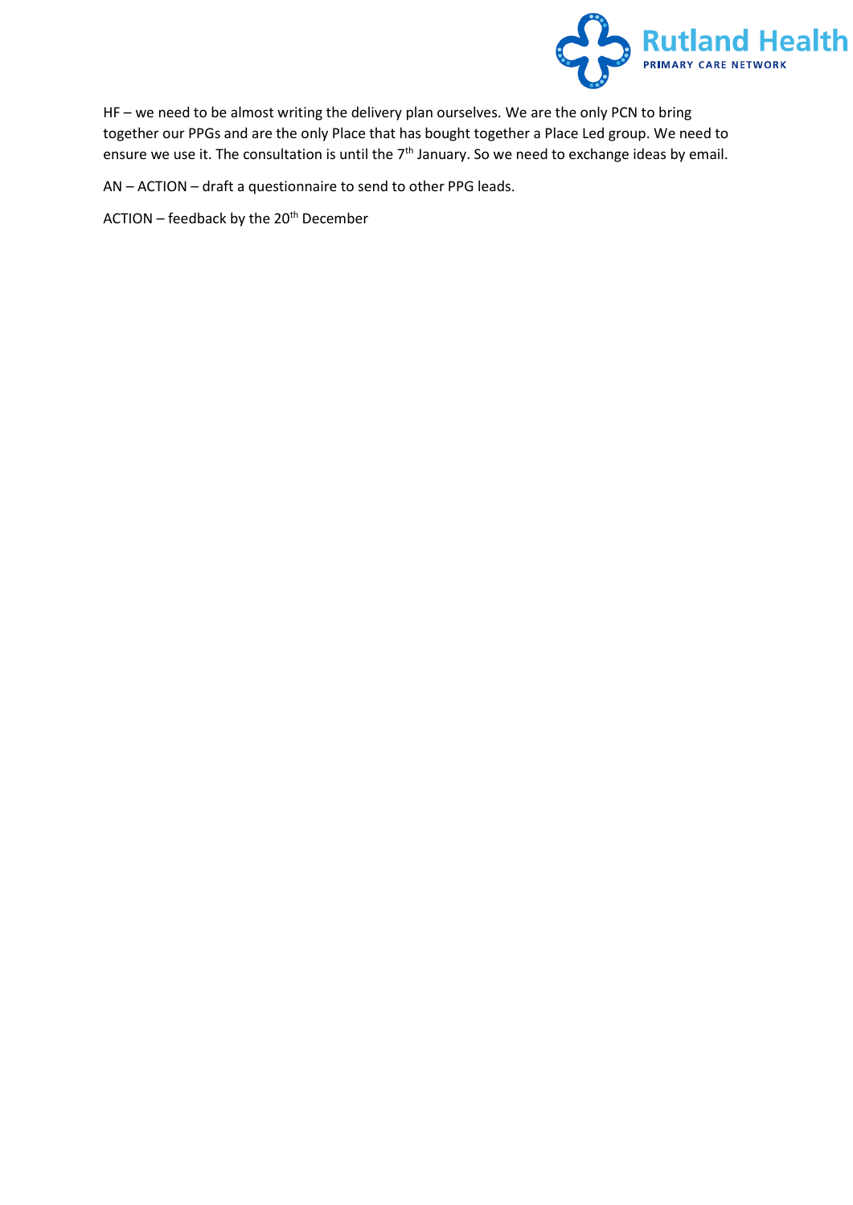HF – we need to be almost writing the delivery plan ourselves. We are the only PCN to bring together our PPGs and are the only Place that has bought together a Place Led group. We need to ensure we use it. The consultation is until the 7th January. So we need to exchange ideas by email.

AN – ACTION – draft a questionnaire to send to other PPG leads.

ACTION – feedback by the 20th December